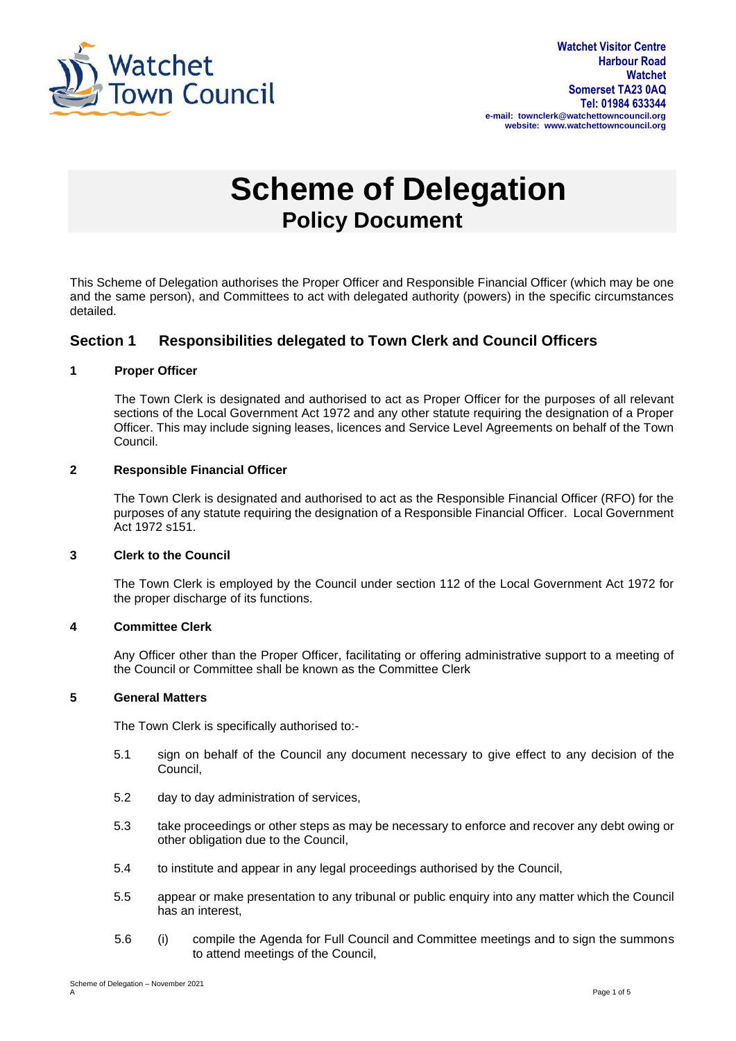Watchet Town Council

**Watchet Visitor Centre**
**Harbour Road**
**Watchet**
**Somerset TA23 0AQ**
**Tel: 01984 633344**
**e-mail: townclerk@watchettowncouncil.org**
**website: www.watchettowncouncil.org**

# Scheme of Delegation
## Policy Document

This Scheme of Delegation authorises the Proper Officer and Responsible Financial Officer (which may be one and the same person), and Committees to act with delegated authority (powers) in the specific circumstances detailed.

## Section 1 Responsibilities delegated to Town Clerk and Council Officers

### 1 Proper Officer

The Town Clerk is designated and authorised to act as Proper Officer for the purposes of all relevant sections of the Local Government Act 1972 and any other statute requiring the designation of a Proper Officer. This may include signing leases, licences and Service Level Agreements on behalf of the Town Council.

### 2 Responsible Financial Officer

The Town Clerk is designated and authorised to act as the Responsible Financial Officer (RFO) for the purposes of any statute requiring the designation of a Responsible Financial Officer. Local Government Act 1972 s151.

### 3 Clerk to the Council

The Town Clerk is employed by the Council under section 112 of the Local Government Act 1972 for the proper discharge of its functions.

### 4 Committee Clerk

Any Officer other than the Proper Officer, facilitating or offering administrative support to a meeting of the Council or Committee shall be known as the Committee Clerk

### 5 General Matters

The Town Clerk is specifically authorised to:-

5.1 sign on behalf of the Council any document necessary to give effect to any decision of the Council,

5.2 day to day administration of services,

5.3 take proceedings or other steps as may be necessary to enforce and recover any debt owing or other obligation due to the Council,

5.4 to institute and appear in any legal proceedings authorised by the Council,

5.5 appear or make presentation to any tribunal or public enquiry into any matter which the Council has an interest,

5.6 (i) compile the Agenda for Full Council and Committee meetings and to sign the summons to attend meetings of the Council,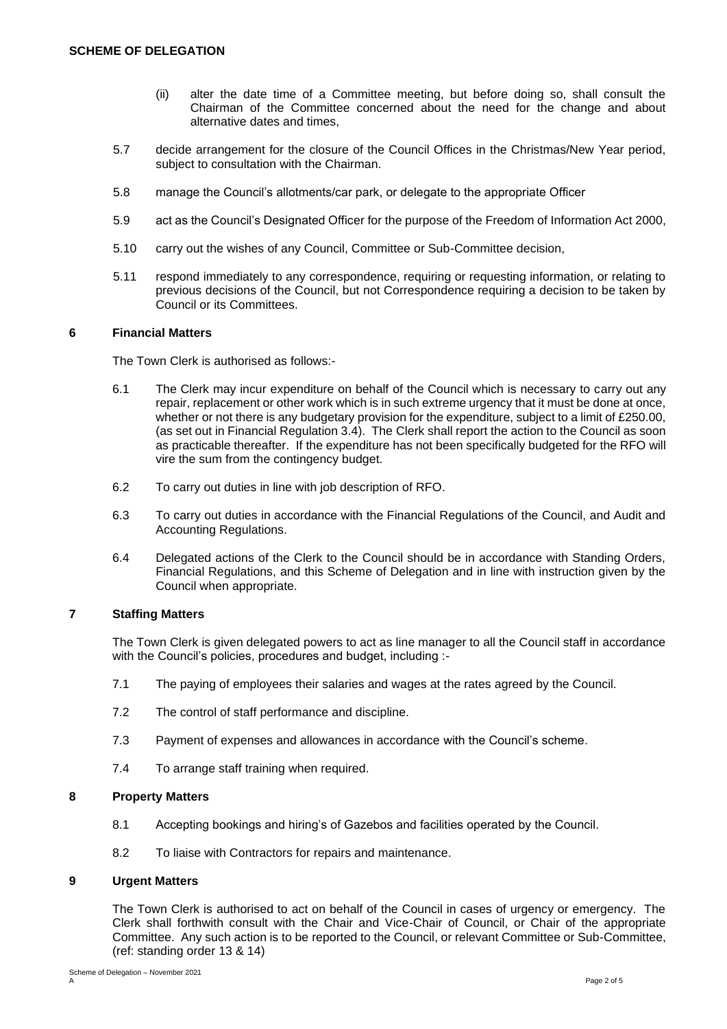(ii) alter the date time of a Committee meeting, but before doing so, shall consult the Chairman of the Committee concerned about the need for the change and about alternative dates and times,

5.7 decide arrangement for the closure of the Council Offices in the Christmas/New Year period, subject to consultation with the Chairman.

5.8 manage the Council's allotments/car park, or delegate to the appropriate Officer

5.9 act as the Council's Designated Officer for the purpose of the Freedom of Information Act 2000,

5.10 carry out the wishes of any Council, Committee or Sub-Committee decision,

5.11 respond immediately to any correspondence, requiring or requesting information, or relating to previous decisions of the Council, but not Correspondence requiring a decision to be taken by Council or its Committees.

## 6 Financial Matters

The Town Clerk is authorised as follows:-

6.1 The Clerk may incur expenditure on behalf of the Council which is necessary to carry out any repair, replacement or other work which is in such extreme urgency that it must be done at once, whether or not there is any budgetary provision for the expenditure, subject to a limit of £250.00, (as set out in Financial Regulation 3.4). The Clerk shall report the action to the Council as soon as practicable thereafter. If the expenditure has not been specifically budgeted for the RFO will vire the sum from the contingency budget.

6.2 To carry out duties in line with job description of RFO.

6.3 To carry out duties in accordance with the Financial Regulations of the Council, and Audit and Accounting Regulations.

6.4 Delegated actions of the Clerk to the Council should be in accordance with Standing Orders, Financial Regulations, and this Scheme of Delegation and in line with instruction given by the Council when appropriate.

## 7 Staffing Matters

The Town Clerk is given delegated powers to act as line manager to all the Council staff in accordance with the Council's policies, procedures and budget, including :-

7.1 The paying of employees their salaries and wages at the rates agreed by the Council.

7.2 The control of staff performance and discipline.

7.3 Payment of expenses and allowances in accordance with the Council's scheme.

7.4 To arrange staff training when required.

## 8 Property Matters

8.1 Accepting bookings and hiring's of Gazebos and facilities operated by the Council.

8.2 To liaise with Contractors for repairs and maintenance.

## 9 Urgent Matters

The Town Clerk is authorised to act on behalf of the Council in cases of urgency or emergency. The Clerk shall forthwith consult with the Chair and Vice-Chair of Council, or Chair of the appropriate Committee. Any such action is to be reported to the Council, or relevant Committee or Sub-Committee, (ref: standing order 13 & 14)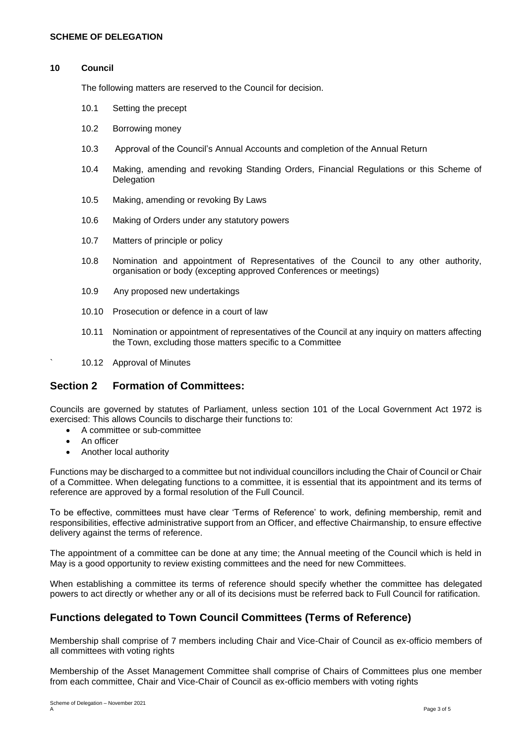**SCHEME OF DELEGATION**

**10 Council**

The following matters are reserved to the Council for decision.

10.1 Setting the precept

10.2 Borrowing money

10.3 Approval of the Council's Annual Accounts and completion of the Annual Return

10.4 Making, amending and revoking Standing Orders, Financial Regulations or this Scheme of Delegation

10.5 Making, amending or revoking By Laws

10.6 Making of Orders under any statutory powers

10.7 Matters of principle or policy

10.8 Nomination and appointment of Representatives of the Council to any other authority, organisation or body (excepting approved Conferences or meetings)

10.9 Any proposed new undertakings

10.10 Prosecution or defence in a court of law

10.11 Nomination or appointment of representatives of the Council at any inquiry on matters affecting the Town, excluding those matters specific to a Committee

10.12 Approval of Minutes

## Section 2 Formation of Committees:

Councils are governed by statutes of Parliament, unless section 101 of the Local Government Act 1972 is exercised: This allows Councils to discharge their functions to:

- A committee or sub-committee
- An officer
- Another local authority

Functions may be discharged to a committee but not individual councillors including the Chair of Council or Chair of a Committee. When delegating functions to a committee, it is essential that its appointment and its terms of reference are approved by a formal resolution of the Full Council.

To be effective, committees must have clear 'Terms of Reference' to work, defining membership, remit and responsibilities, effective administrative support from an Officer, and effective Chairmanship, to ensure effective delivery against the terms of reference.

The appointment of a committee can be done at any time; the Annual meeting of the Council which is held in May is a good opportunity to review existing committees and the need for new Committees.

When establishing a committee its terms of reference should specify whether the committee has delegated powers to act directly or whether any or all of its decisions must be referred back to Full Council for ratification.

## Functions delegated to Town Council Committees (Terms of Reference)

Membership shall comprise of 7 members including Chair and Vice-Chair of Council as ex-officio members of all committees with voting rights

Membership of the Asset Management Committee shall comprise of Chairs of Committees plus one member from each committee, Chair and Vice-Chair of Council as ex-officio members with voting rights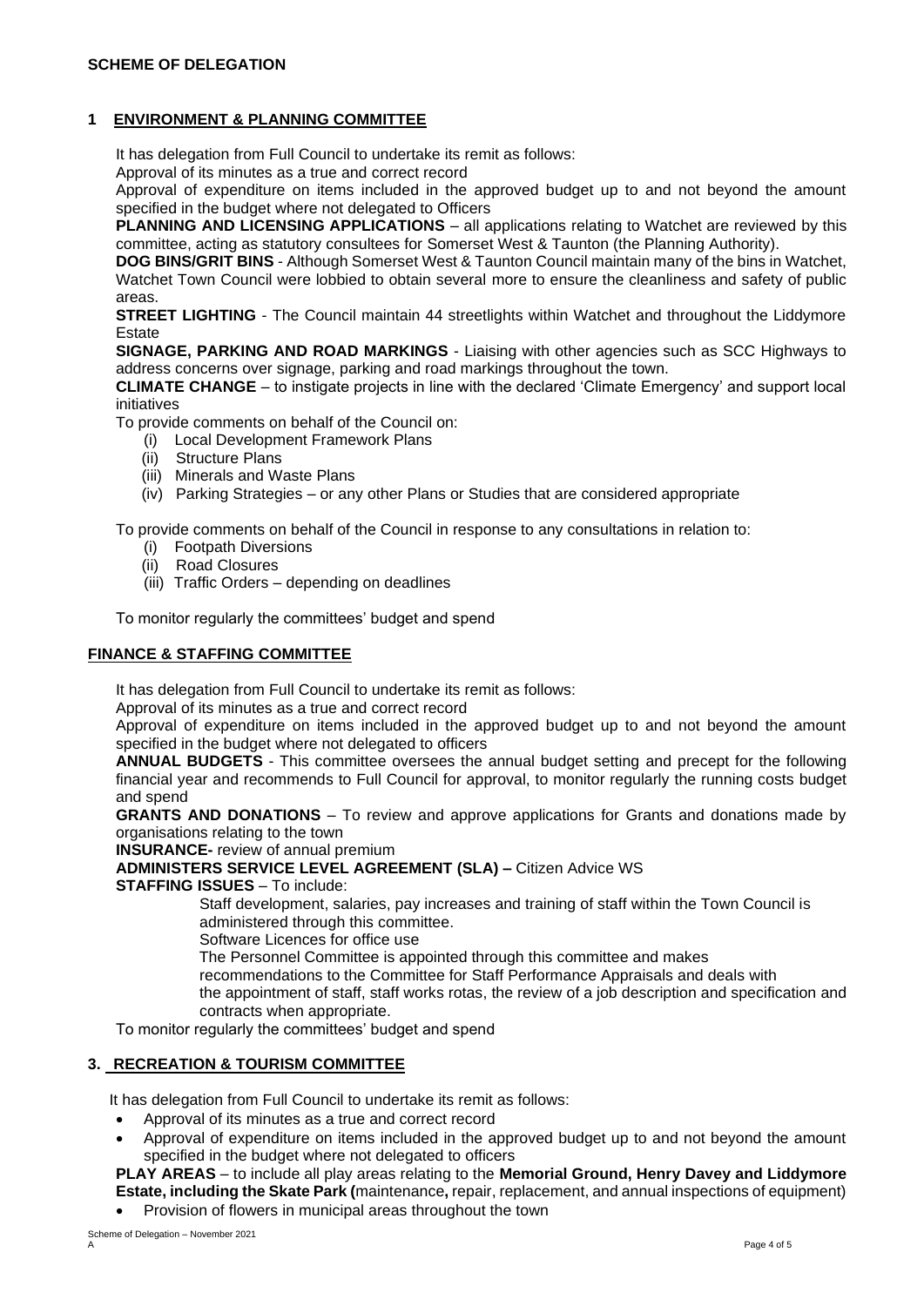## SCHEME OF DELEGATION

### 1 ENVIRONMENT & PLANNING COMMITTEE

It has delegation from Full Council to undertake its remit as follows:

Approval of its minutes as a true and correct record

Approval of expenditure on items included in the approved budget up to and not beyond the amount specified in the budget where not delegated to Officers

**PLANNING AND LICENSING APPLICATIONS** – all applications relating to Watchet are reviewed by this committee, acting as statutory consultees for Somerset West & Taunton (the Planning Authority).

**DOG BINS/GRIT BINS** - Although Somerset West & Taunton Council maintain many of the bins in Watchet, Watchet Town Council were lobbied to obtain several more to ensure the cleanliness and safety of public areas.

**STREET LIGHTING** - The Council maintain 44 streetlights within Watchet and throughout the Liddymore Estate

**SIGNAGE, PARKING AND ROAD MARKINGS** - Liaising with other agencies such as SCC Highways to address concerns over signage, parking and road markings throughout the town.

**CLIMATE CHANGE** – to instigate projects in line with the declared 'Climate Emergency' and support local initiatives

To provide comments on behalf of the Council on:

(i) Local Development Framework Plans
(ii) Structure Plans
(iii) Minerals and Waste Plans
(iv) Parking Strategies – or any other Plans or Studies that are considered appropriate

To provide comments on behalf of the Council in response to any consultations in relation to:

(i) Footpath Diversions
(ii) Road Closures
(iii) Traffic Orders – depending on deadlines

To monitor regularly the committees' budget and spend

### FINANCE & STAFFING COMMITTEE

It has delegation from Full Council to undertake its remit as follows:

Approval of its minutes as a true and correct record

Approval of expenditure on items included in the approved budget up to and not beyond the amount specified in the budget where not delegated to officers

**ANNUAL BUDGETS** - This committee oversees the annual budget setting and precept for the following financial year and recommends to Full Council for approval, to monitor regularly the running costs budget and spend

**GRANTS AND DONATIONS** – To review and approve applications for Grants and donations made by organisations relating to the town

**INSURANCE-** review of annual premium

**ADMINISTERS SERVICE LEVEL AGREEMENT (SLA) –** Citizen Advice WS

**STAFFING ISSUES** – To include:

Staff development, salaries, pay increases and training of staff within the Town Council is administered through this committee.

Software Licences for office use

The Personnel Committee is appointed through this committee and makes recommendations to the Committee for Staff Performance Appraisals and deals with the appointment of staff, staff works rotas, the review of a job description and specification and contracts when appropriate.

To monitor regularly the committees' budget and spend

### 3. RECREATION & TOURISM COMMITTEE

It has delegation from Full Council to undertake its remit as follows:

- Approval of its minutes as a true and correct record
- Approval of expenditure on items included in the approved budget up to and not beyond the amount specified in the budget where not delegated to officers

**PLAY AREAS** – to include all play areas relating to the **Memorial Ground, Henry Davey and Liddymore Estate, including the Skate Park (**maintenance**,** repair, replacement, and annual inspections of equipment)

- Provision of flowers in municipal areas throughout the town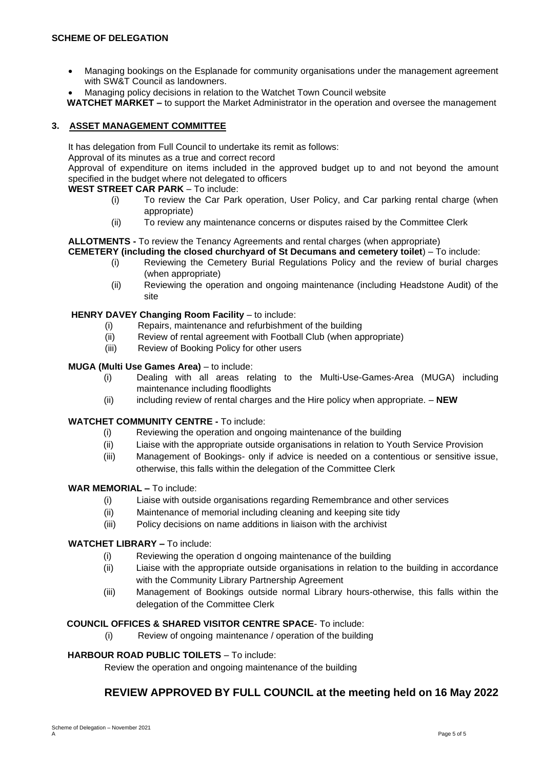- Managing bookings on the Esplanade for community organisations under the management agreement with SW&T Council as landowners.
- Managing policy decisions in relation to the Watchet Town Council website

**WATCHET MARKET –** to support the Market Administrator in the operation and oversee the management

## 3. ASSET MANAGEMENT COMMITTEE

It has delegation from Full Council to undertake its remit as follows:

Approval of its minutes as a true and correct record

Approval of expenditure on items included in the approved budget up to and not beyond the amount specified in the budget where not delegated to officers

**WEST STREET CAR PARK** – To include:

(i) To review the Car Park operation, User Policy, and Car parking rental charge (when appropriate)

(ii) To review any maintenance concerns or disputes raised by the Committee Clerk

**ALLOTMENTS -** To review the Tenancy Agreements and rental charges (when appropriate)

**CEMETERY (including the closed churchyard of St Decumans and cemetery toilet**) – To include:

(i) Reviewing the Cemetery Burial Regulations Policy and the review of burial charges (when appropriate)

(ii) Reviewing the operation and ongoing maintenance (including Headstone Audit) of the site

**HENRY DAVEY Changing Room Facility** – to include:

(i) Repairs, maintenance and refurbishment of the building

(ii) Review of rental agreement with Football Club (when appropriate)

(iii) Review of Booking Policy for other users

**MUGA (Multi Use Games Area)** – to include:

(i) Dealing with all areas relating to the Multi-Use-Games-Area (MUGA) including maintenance including floodlights

(ii) including review of rental charges and the Hire policy when appropriate. – **NEW**

**WATCHET COMMUNITY CENTRE -** To include:

(i) Reviewing the operation and ongoing maintenance of the building

(ii) Liaise with the appropriate outside organisations in relation to Youth Service Provision

(iii) Management of Bookings- only if advice is needed on a contentious or sensitive issue, otherwise, this falls within the delegation of the Committee Clerk

**WAR MEMORIAL –** To include:

(i) Liaise with outside organisations regarding Remembrance and other services

(ii) Maintenance of memorial including cleaning and keeping site tidy

(iii) Policy decisions on name additions in liaison with the archivist

**WATCHET LIBRARY –** To include:

(i) Reviewing the operation d ongoing maintenance of the building

(ii) Liaise with the appropriate outside organisations in relation to the building in accordance with the Community Library Partnership Agreement

(iii) Management of Bookings outside normal Library hours-otherwise, this falls within the delegation of the Committee Clerk

**COUNCIL OFFICES & SHARED VISITOR CENTRE SPACE**- To include:

(i) Review of ongoing maintenance / operation of the building

**HARBOUR ROAD PUBLIC TOILETS** – To include:

Review the operation and ongoing maintenance of the building

## REVIEW APPROVED BY FULL COUNCIL at the meeting held on 16 May 2022